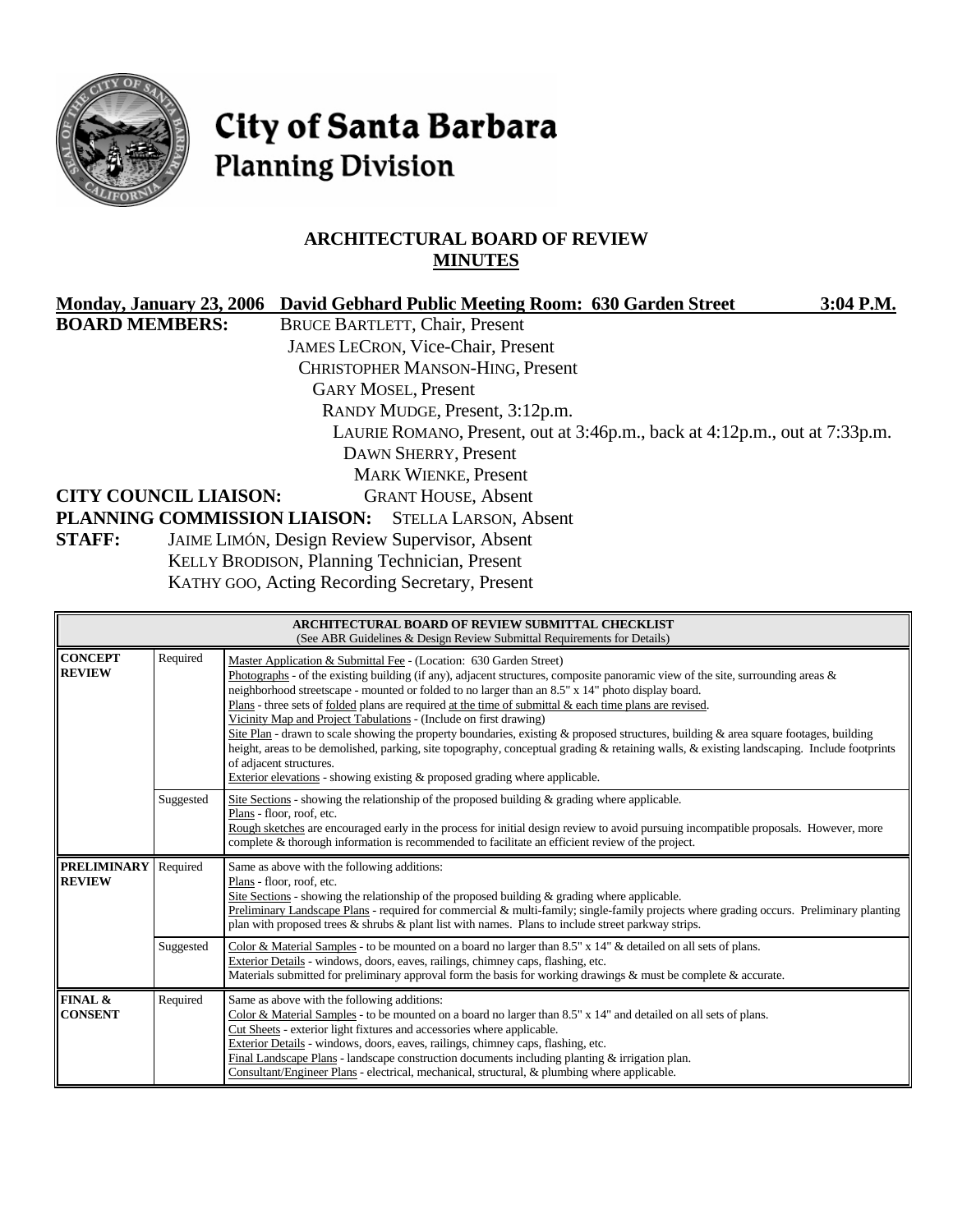# City of Santa Barbara
## Planning Division

### ARCHITECTURAL BOARD OF REVIEW
### MINUTES

**Monday, January 23, 2006 David Gebhard Public Meeting Room: 630 Garden Street 3:04 P.M.**

**BOARD MEMBERS:** BRUCE BARTLETT, Chair, Present
JAMES LECRON, Vice-Chair, Present
CHRISTOPHER MANSON-HING, Present
GARY MOSEL, Present
RANDY MUDGE, Present, 3:12p.m.
LAURIE ROMANO, Present, out at 3:46p.m., back at 4:12p.m., out at 7:33p.m.
DAWN SHERRY, Present
MARK WIENKE, Present

**CITY COUNCIL LIAISON:** GRANT HOUSE, Absent

**PLANNING COMMISSION LIAISON:** STELLA LARSON, Absent

**STAFF:** JAIME LIMÓN, Design Review Supervisor, Absent
KELLY BRODISON, Planning Technician, Present
KATHY GOO, Acting Recording Secretary, Present

| ARCHITECTURAL BOARD OF REVIEW SUBMITTAL CHECKLIST (See ABR Guidelines & Design Review Submittal Requirements for Details) | | |
|---|---|---|
| **CONCEPT REVIEW** | Required | Master Application & Submittal Fee - (Location: 630 Garden Street) Photographs - of the existing building (if any), adjacent structures, composite panoramic view of the site, surrounding areas & neighborhood streetscape - mounted or folded to no larger than an 8.5" x 14" photo display board. Plans - three sets of folded plans are required at the time of submittal & each time plans are revised. Vicinity Map and Project Tabulations - (Include on first drawing) Site Plan - drawn to scale showing the property boundaries, existing & proposed structures, building & area square footages, building height, areas to be demolished, parking, site topography, conceptual grading & retaining walls, & existing landscaping. Include footprints of adjacent structures. Exterior elevations - showing existing & proposed grading where applicable. |
| | Suggested | Site Sections - showing the relationship of the proposed building & grading where applicable. Plans - floor, roof, etc. Rough sketches are encouraged early in the process for initial design review to avoid pursuing incompatible proposals. However, more complete & thorough information is recommended to facilitate an efficient review of the project. |
| **PRELIMINARY REVIEW** | Required | Same as above with the following additions: Plans - floor, roof, etc. Site Sections - showing the relationship of the proposed building & grading where applicable. Preliminary Landscape Plans - required for commercial & multi-family; single-family projects where grading occurs. Preliminary planting plan with proposed trees & shrubs & plant list with names. Plans to include street parkway strips. |
| | Suggested | Color & Material Samples - to be mounted on a board no larger than 8.5" x 14" & detailed on all sets of plans. Exterior Details - windows, doors, eaves, railings, chimney caps, flashing, etc. Materials submitted for preliminary approval form the basis for working drawings & must be complete & accurate. |
| **FINAL & CONSENT** | Required | Same as above with the following additions: Color & Material Samples - to be mounted on a board no larger than 8.5" x 14" and detailed on all sets of plans. Cut Sheets - exterior light fixtures and accessories where applicable. Exterior Details - windows, doors, eaves, railings, chimney caps, flashing, etc. Final Landscape Plans - landscape construction documents including planting & irrigation plan. Consultant/Engineer Plans - electrical, mechanical, structural, & plumbing where applicable. |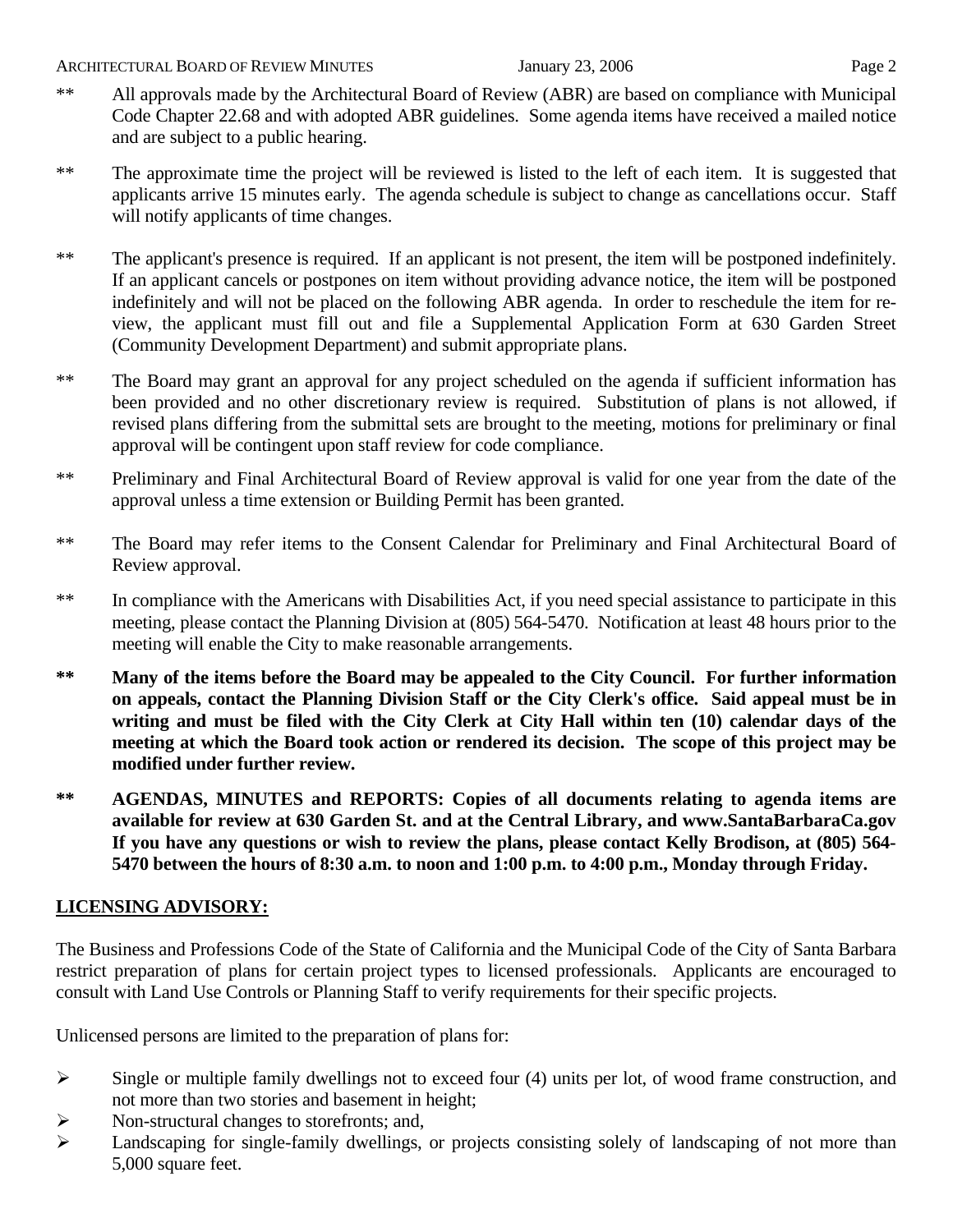** All approvals made by the Architectural Board of Review (ABR) are based on compliance with Municipal Code Chapter 22.68 and with adopted ABR guidelines. Some agenda items have received a mailed notice and are subject to a public hearing.

** The approximate time the project will be reviewed is listed to the left of each item. It is suggested that applicants arrive 15 minutes early. The agenda schedule is subject to change as cancellations occur. Staff will notify applicants of time changes.

** The applicant's presence is required. If an applicant is not present, the item will be postponed indefinitely. If an applicant cancels or postpones on item without providing advance notice, the item will be postponed indefinitely and will not be placed on the following ABR agenda. In order to reschedule the item for review, the applicant must fill out and file a Supplemental Application Form at 630 Garden Street (Community Development Department) and submit appropriate plans.

** The Board may grant an approval for any project scheduled on the agenda if sufficient information has been provided and no other discretionary review is required. Substitution of plans is not allowed, if revised plans differing from the submittal sets are brought to the meeting, motions for preliminary or final approval will be contingent upon staff review for code compliance.

** Preliminary and Final Architectural Board of Review approval is valid for one year from the date of the approval unless a time extension or Building Permit has been granted.

** The Board may refer items to the Consent Calendar for Preliminary and Final Architectural Board of Review approval.

** In compliance with the Americans with Disabilities Act, if you need special assistance to participate in this meeting, please contact the Planning Division at (805) 564-5470. Notification at least 48 hours prior to the meeting will enable the City to make reasonable arrangements.

**\*\* Many of the items before the Board may be appealed to the City Council. For further information on appeals, contact the Planning Division Staff or the City Clerk's office. Said appeal must be in writing and must be filed with the City Clerk at City Hall within ten (10) calendar days of the meeting at which the Board took action or rendered its decision. The scope of this project may be modified under further review.**

**\*\* AGENDAS, MINUTES and REPORTS: Copies of all documents relating to agenda items are available for review at 630 Garden St. and at the Central Library, and www.SantaBarbaraCa.gov If you have any questions or wish to review the plans, please contact Kelly Brodison, at (805) 564-5470 between the hours of 8:30 a.m. to noon and 1:00 p.m. to 4:00 p.m., Monday through Friday.**

## LICENSING ADVISORY:

The Business and Professions Code of the State of California and the Municipal Code of the City of Santa Barbara restrict preparation of plans for certain project types to licensed professionals. Applicants are encouraged to consult with Land Use Controls or Planning Staff to verify requirements for their specific projects.

Unlicensed persons are limited to the preparation of plans for:

- Single or multiple family dwellings not to exceed four (4) units per lot, of wood frame construction, and not more than two stories and basement in height;
- Non-structural changes to storefronts; and,
- Landscaping for single-family dwellings, or projects consisting solely of landscaping of not more than 5,000 square feet.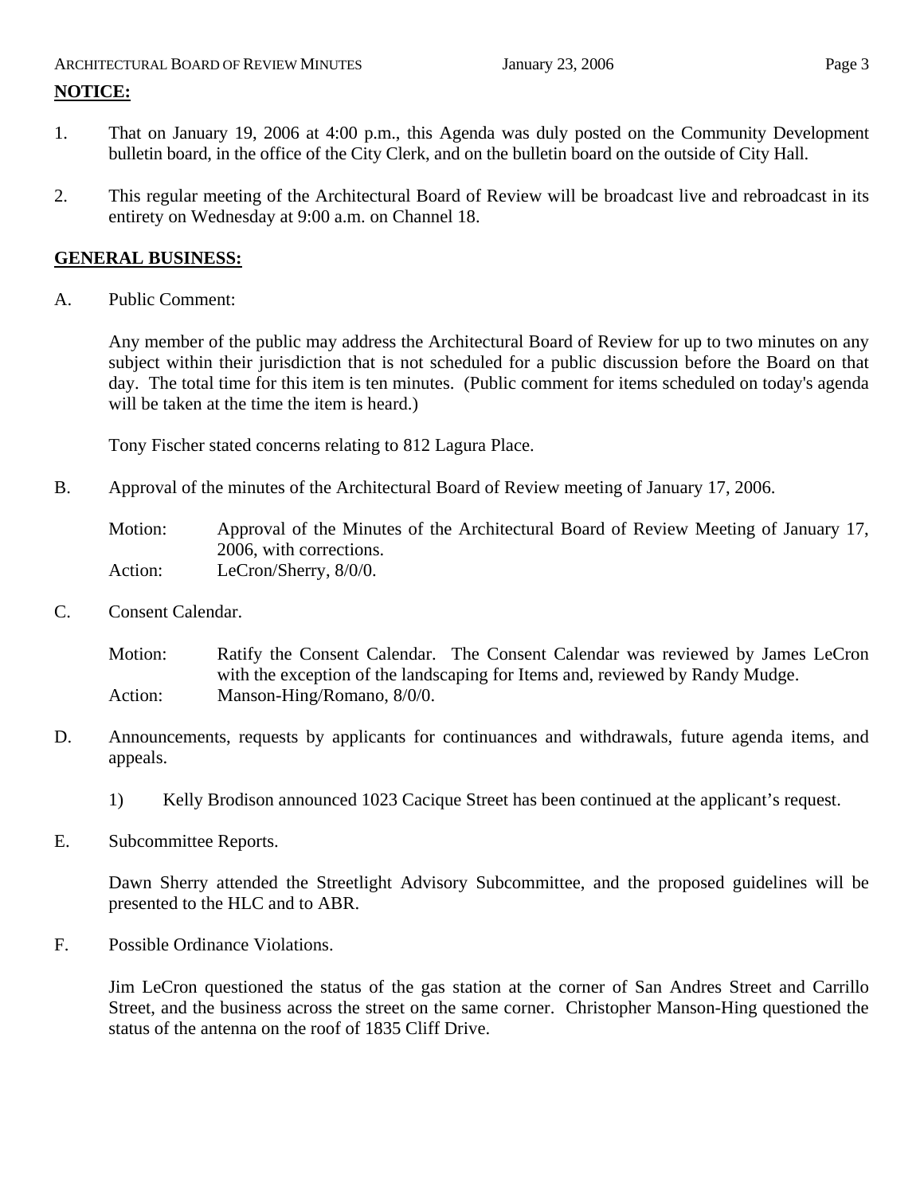## NOTICE:

1. That on January 19, 2006 at 4:00 p.m., this Agenda was duly posted on the Community Development bulletin board, in the office of the City Clerk, and on the bulletin board on the outside of City Hall.

2. This regular meeting of the Architectural Board of Review will be broadcast live and rebroadcast in its entirety on Wednesday at 9:00 a.m. on Channel 18.

## GENERAL BUSINESS:

A. Public Comment:

Any member of the public may address the Architectural Board of Review for up to two minutes on any subject within their jurisdiction that is not scheduled for a public discussion before the Board on that day. The total time for this item is ten minutes. (Public comment for items scheduled on today's agenda will be taken at the time the item is heard.)

Tony Fischer stated concerns relating to 812 Lagura Place.

B. Approval of the minutes of the Architectural Board of Review meeting of January 17, 2006.

Motion: Approval of the Minutes of the Architectural Board of Review Meeting of January 17, 2006, with corrections.
Action: LeCron/Sherry, 8/0/0.

C. Consent Calendar.

Motion: Ratify the Consent Calendar. The Consent Calendar was reviewed by James LeCron with the exception of the landscaping for Items and, reviewed by Randy Mudge.
Action: Manson-Hing/Romano, 8/0/0.

D. Announcements, requests by applicants for continuances and withdrawals, future agenda items, and appeals.

1) Kelly Brodison announced 1023 Cacique Street has been continued at the applicant's request.

E. Subcommittee Reports.

Dawn Sherry attended the Streetlight Advisory Subcommittee, and the proposed guidelines will be presented to the HLC and to ABR.

F. Possible Ordinance Violations.

Jim LeCron questioned the status of the gas station at the corner of San Andres Street and Carrillo Street, and the business across the street on the same corner. Christopher Manson-Hing questioned the status of the antenna on the roof of 1835 Cliff Drive.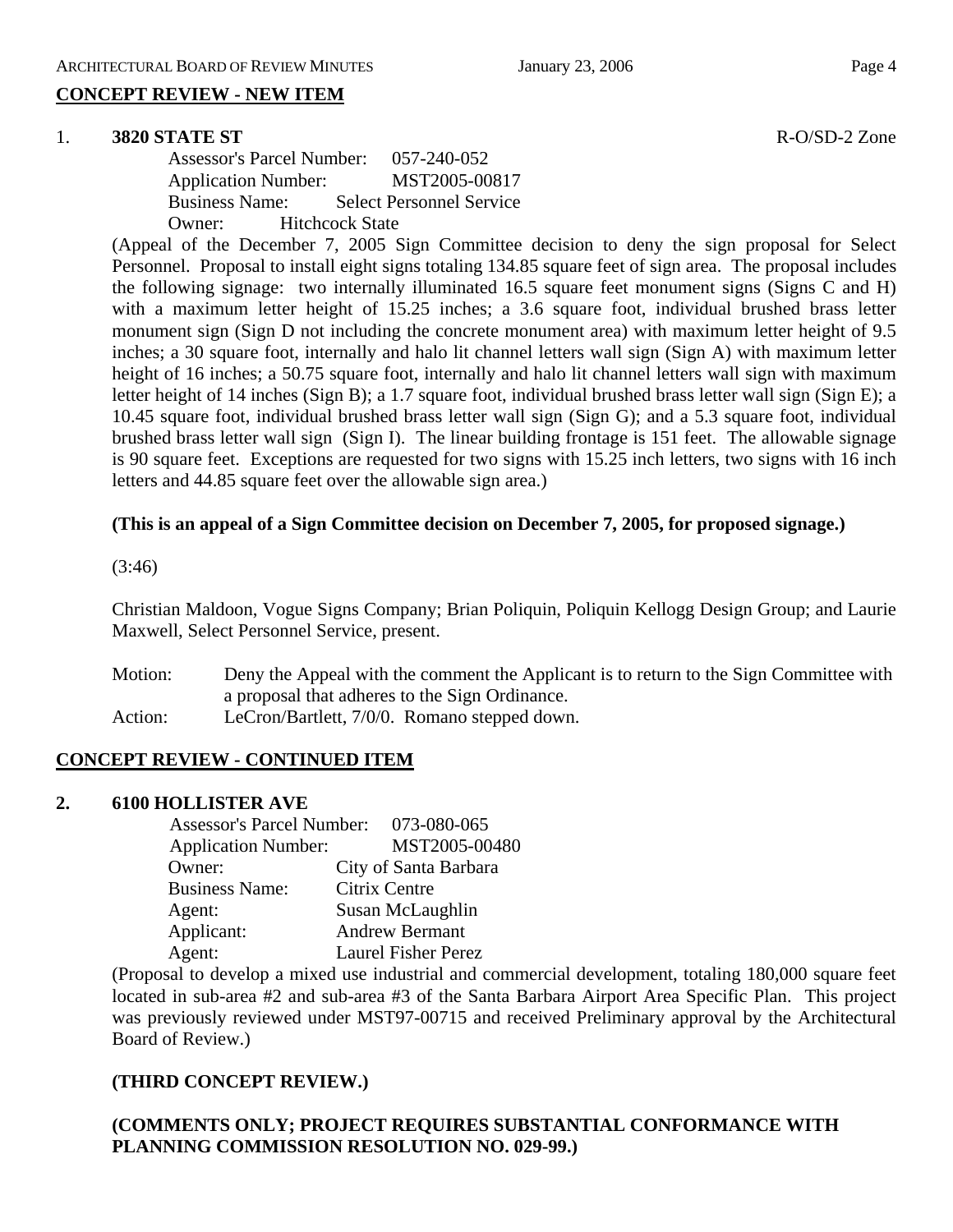## CONCEPT REVIEW - NEW ITEM

1. **3820 STATE ST** R-O/SD-2 Zone

   Assessor's Parcel Number: 057-240-052
   Application Number: MST2005-00817
   Business Name: Select Personnel Service
   Owner: Hitchcock State

   (Appeal of the December 7, 2005 Sign Committee decision to deny the sign proposal for Select Personnel. Proposal to install eight signs totaling 134.85 square feet of sign area. The proposal includes the following signage: two internally illuminated 16.5 square feet monument signs (Signs C and H) with a maximum letter height of 15.25 inches; a 3.6 square foot, individual brushed brass letter monument sign (Sign D not including the concrete monument area) with maximum letter height of 9.5 inches; a 30 square foot, internally and halo lit channel letters wall sign (Sign A) with maximum letter height of 16 inches; a 50.75 square foot, internally and halo lit channel letters wall sign with maximum letter height of 14 inches (Sign B); a 1.7 square foot, individual brushed brass letter wall sign (Sign E); a 10.45 square foot, individual brushed brass letter wall sign (Sign G); and a 5.3 square foot, individual brushed brass letter wall sign (Sign I). The linear building frontage is 151 feet. The allowable signage is 90 square feet. Exceptions are requested for two signs with 15.25 inch letters, two signs with 16 inch letters and 44.85 square feet over the allowable sign area.)

   **(This is an appeal of a Sign Committee decision on December 7, 2005, for proposed signage.)**

   (3:46)

   Christian Maldoon, Vogue Signs Company; Brian Poliquin, Poliquin Kellogg Design Group; and Laurie Maxwell, Select Personnel Service, present.

   Motion: Deny the Appeal with the comment the Applicant is to return to the Sign Committee with a proposal that adheres to the Sign Ordinance.
   Action: LeCron/Bartlett, 7/0/0. Romano stepped down.

## CONCEPT REVIEW - CONTINUED ITEM

2. **6100 HOLLISTER AVE**

   Assessor's Parcel Number: 073-080-065
   Application Number: MST2005-00480
   Owner: City of Santa Barbara
   Business Name: Citrix Centre
   Agent: Susan McLaughlin
   Applicant: Andrew Bermant
   Agent: Laurel Fisher Perez

   (Proposal to develop a mixed use industrial and commercial development, totaling 180,000 square feet located in sub-area #2 and sub-area #3 of the Santa Barbara Airport Area Specific Plan. This project was previously reviewed under MST97-00715 and received Preliminary approval by the Architectural Board of Review.)

   **(THIRD CONCEPT REVIEW.)**

   **(COMMENTS ONLY; PROJECT REQUIRES SUBSTANTIAL CONFORMANCE WITH PLANNING COMMISSION RESOLUTION NO. 029-99.)**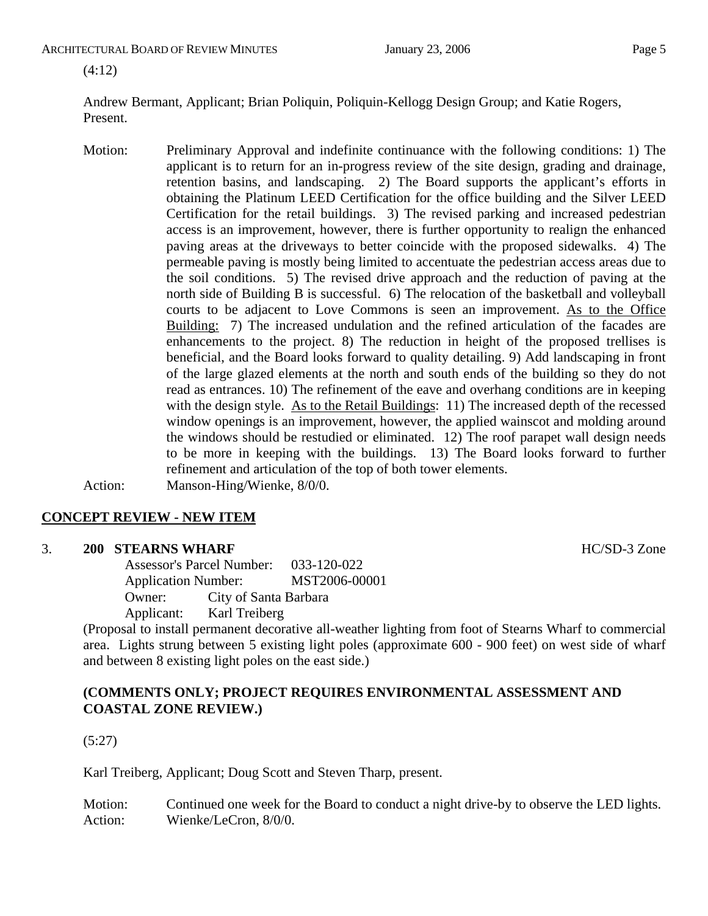(4:12)

Andrew Bermant, Applicant; Brian Poliquin, Poliquin-Kellogg Design Group; and Katie Rogers, Present.

Motion: Preliminary Approval and indefinite continuance with the following conditions: 1) The applicant is to return for an in-progress review of the site design, grading and drainage, retention basins, and landscaping. 2) The Board supports the applicant's efforts in obtaining the Platinum LEED Certification for the office building and the Silver LEED Certification for the retail buildings. 3) The revised parking and increased pedestrian access is an improvement, however, there is further opportunity to realign the enhanced paving areas at the driveways to better coincide with the proposed sidewalks. 4) The permeable paving is mostly being limited to accentuate the pedestrian access areas due to the soil conditions. 5) The revised drive approach and the reduction of paving at the north side of Building B is successful. 6) The relocation of the basketball and volleyball courts to be adjacent to Love Commons is seen an improvement. <u>As to the Office Building:</u> 7) The increased undulation and the refined articulation of the facades are enhancements to the project. 8) The reduction in height of the proposed trellises is beneficial, and the Board looks forward to quality detailing. 9) Add landscaping in front of the large glazed elements at the north and south ends of the building so they do not read as entrances. 10) The refinement of the eave and overhang conditions are in keeping with the design style. <u>As to the Retail Buildings</u>: 11) The increased depth of the recessed window openings is an improvement, however, the applied wainscot and molding around the windows should be restudied or eliminated. 12) The roof parapet wall design needs to be more in keeping with the buildings. 13) The Board looks forward to further refinement and articulation of the top of both tower elements.

Action: Manson-Hing/Wienke, 8/0/0.

## CONCEPT REVIEW - NEW ITEM

3. **200 STEARNS WHARF** HC/SD-3 Zone

Assessor's Parcel Number: 033-120-022
Application Number: MST2006-00001
Owner: City of Santa Barbara
Applicant: Karl Treiberg

(Proposal to install permanent decorative all-weather lighting from foot of Stearns Wharf to commercial area. Lights strung between 5 existing light poles (approximate 600 - 900 feet) on west side of wharf and between 8 existing light poles on the east side.)

**(COMMENTS ONLY; PROJECT REQUIRES ENVIRONMENTAL ASSESSMENT AND COASTAL ZONE REVIEW.)**

(5:27)

Karl Treiberg, Applicant; Doug Scott and Steven Tharp, present.

Motion: Continued one week for the Board to conduct a night drive-by to observe the LED lights.

Action: Wienke/LeCron, 8/0/0.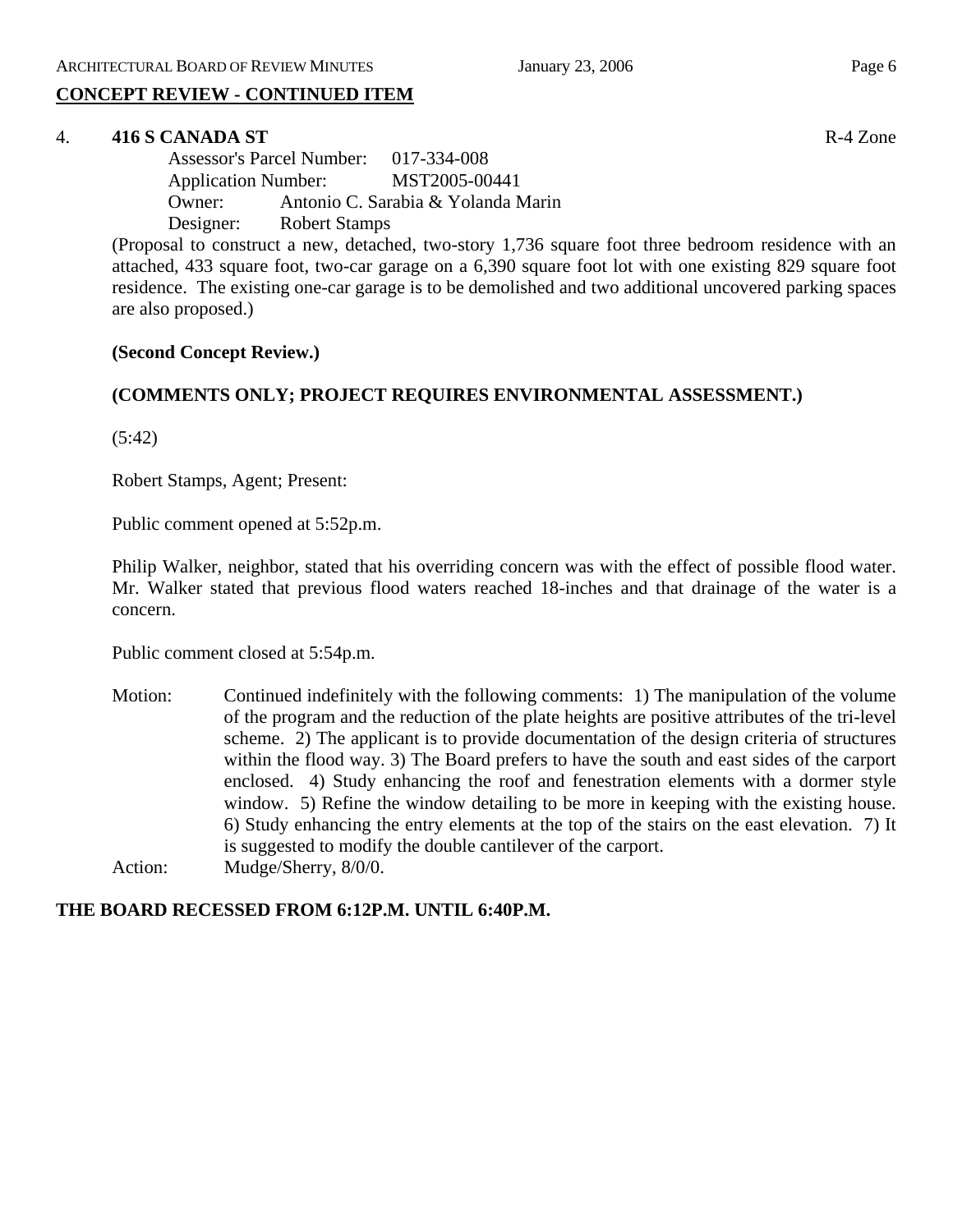## CONCEPT REVIEW - CONTINUED ITEM

### 4. 416 S CANADA ST

R-4 Zone

Assessor's Parcel Number: 017-334-008
Application Number: MST2005-00441
Owner: Antonio C. Sarabia & Yolanda Marin
Designer: Robert Stamps

(Proposal to construct a new, detached, two-story 1,736 square foot three bedroom residence with an attached, 433 square foot, two-car garage on a 6,390 square foot lot with one existing 829 square foot residence. The existing one-car garage is to be demolished and two additional uncovered parking spaces are also proposed.)

**(Second Concept Review.)**

**(COMMENTS ONLY; PROJECT REQUIRES ENVIRONMENTAL ASSESSMENT.)**

(5:42)

Robert Stamps, Agent; Present:

Public comment opened at 5:52p.m.

Philip Walker, neighbor, stated that his overriding concern was with the effect of possible flood water. Mr. Walker stated that previous flood waters reached 18-inches and that drainage of the water is a concern.

Public comment closed at 5:54p.m.

Motion: Continued indefinitely with the following comments: 1) The manipulation of the volume of the program and the reduction of the plate heights are positive attributes of the tri-level scheme. 2) The applicant is to provide documentation of the design criteria of structures within the flood way. 3) The Board prefers to have the south and east sides of the carport enclosed. 4) Study enhancing the roof and fenestration elements with a dormer style window. 5) Refine the window detailing to be more in keeping with the existing house. 6) Study enhancing the entry elements at the top of the stairs on the east elevation. 7) It is suggested to modify the double cantilever of the carport.

Action: Mudge/Sherry, 8/0/0.

**THE BOARD RECESSED FROM 6:12P.M. UNTIL 6:40P.M.**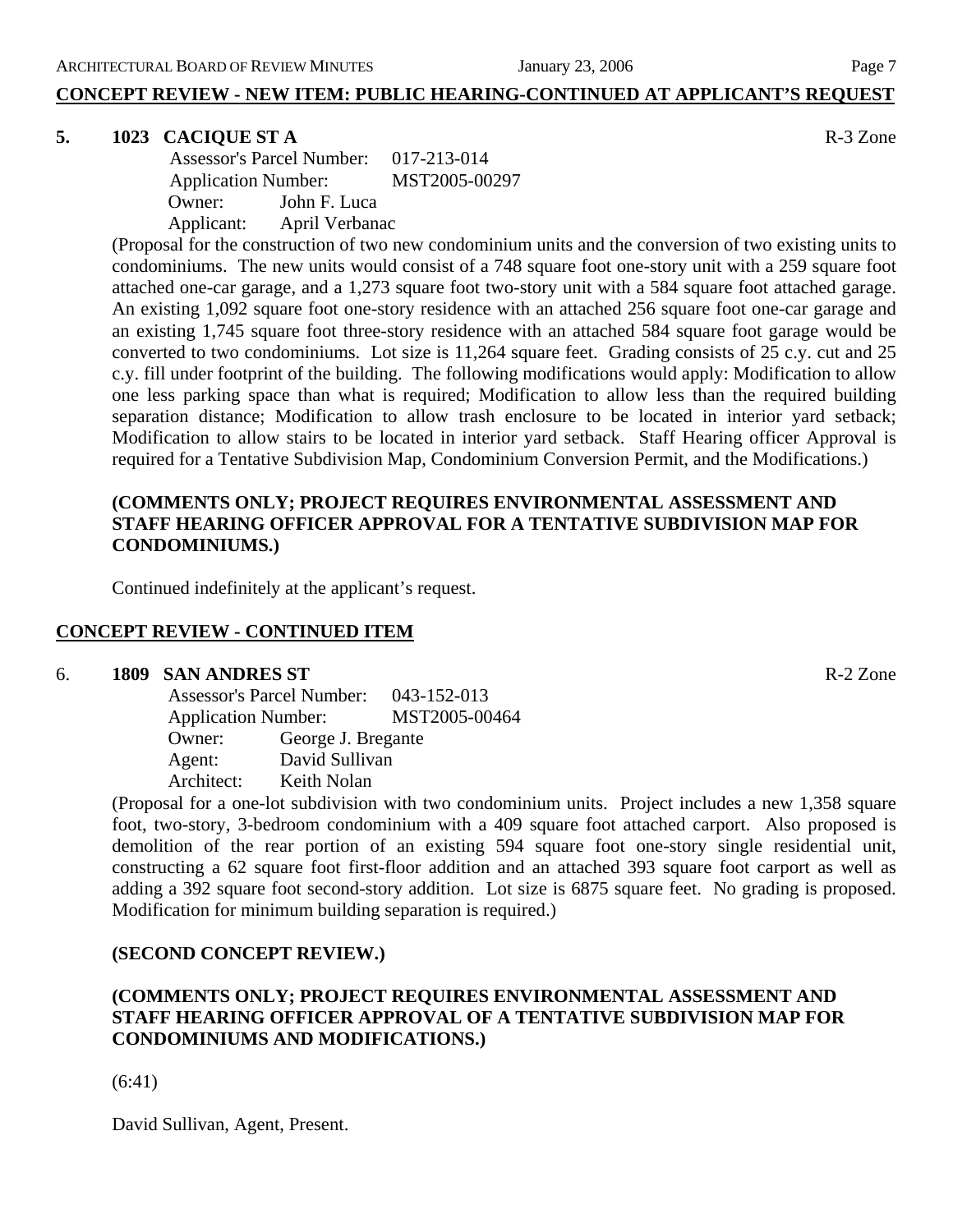**CONCEPT REVIEW - NEW ITEM: PUBLIC HEARING-CONTINUED AT APPLICANT'S REQUEST**

**5. 1023 CACIQUE ST A** R-3 Zone

Assessor's Parcel Number: 017-213-014
Application Number: MST2005-00297
Owner: John F. Luca
Applicant: April Verbanac

(Proposal for the construction of two new condominium units and the conversion of two existing units to condominiums. The new units would consist of a 748 square foot one-story unit with a 259 square foot attached one-car garage, and a 1,273 square foot two-story unit with a 584 square foot attached garage. An existing 1,092 square foot one-story residence with an attached 256 square foot one-car garage and an existing 1,745 square foot three-story residence with an attached 584 square foot garage would be converted to two condominiums. Lot size is 11,264 square feet. Grading consists of 25 c.y. cut and 25 c.y. fill under footprint of the building. The following modifications would apply: Modification to allow one less parking space than what is required; Modification to allow less than the required building separation distance; Modification to allow trash enclosure to be located in interior yard setback; Modification to allow stairs to be located in interior yard setback. Staff Hearing officer Approval is required for a Tentative Subdivision Map, Condominium Conversion Permit, and the Modifications.)

**(COMMENTS ONLY; PROJECT REQUIRES ENVIRONMENTAL ASSESSMENT AND STAFF HEARING OFFICER APPROVAL FOR A TENTATIVE SUBDIVISION MAP FOR CONDOMINIUMS.)**

Continued indefinitely at the applicant's request.

**CONCEPT REVIEW - CONTINUED ITEM**

6. **1809 SAN ANDRES ST** R-2 Zone

Assessor's Parcel Number: 043-152-013
Application Number: MST2005-00464
Owner: George J. Bregante
Agent: David Sullivan
Architect: Keith Nolan

(Proposal for a one-lot subdivision with two condominium units. Project includes a new 1,358 square foot, two-story, 3-bedroom condominium with a 409 square foot attached carport. Also proposed is demolition of the rear portion of an existing 594 square foot one-story single residential unit, constructing a 62 square foot first-floor addition and an attached 393 square foot carport as well as adding a 392 square foot second-story addition. Lot size is 6875 square feet. No grading is proposed. Modification for minimum building separation is required.)

**(SECOND CONCEPT REVIEW.)**

**(COMMENTS ONLY; PROJECT REQUIRES ENVIRONMENTAL ASSESSMENT AND STAFF HEARING OFFICER APPROVAL OF A TENTATIVE SUBDIVISION MAP FOR CONDOMINIUMS AND MODIFICATIONS.)**

(6:41)

David Sullivan, Agent, Present.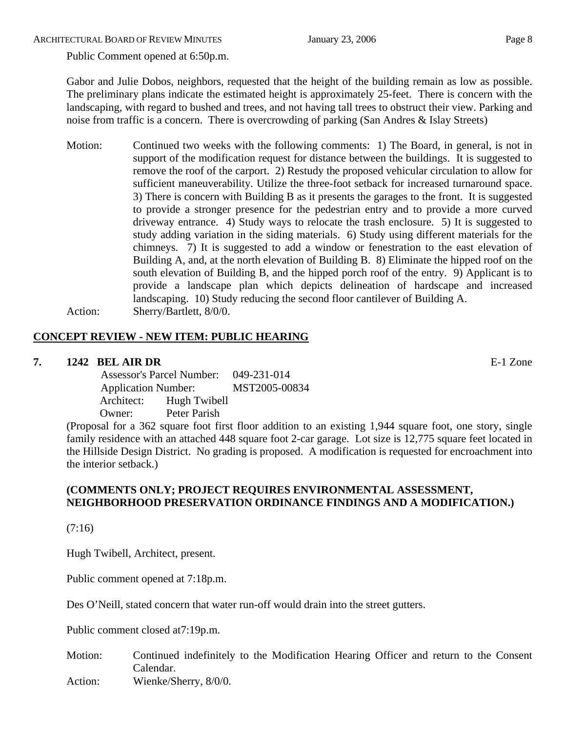Public Comment opened at 6:50p.m.

Gabor and Julie Dobos, neighbors, requested that the height of the building remain as low as possible. The preliminary plans indicate the estimated height is approximately 25-feet. There is concern with the landscaping, with regard to bushed and trees, and not having tall trees to obstruct their view. Parking and noise from traffic is a concern. There is overcrowding of parking (San Andres & Islay Streets)

Motion: Continued two weeks with the following comments: 1) The Board, in general, is not in support of the modification request for distance between the buildings. It is suggested to remove the roof of the carport. 2) Restudy the proposed vehicular circulation to allow for sufficient maneuverability. Utilize the three-foot setback for increased turnaround space. 3) There is concern with Building B as it presents the garages to the front. It is suggested to provide a stronger presence for the pedestrian entry and to provide a more curved driveway entrance. 4) Study ways to relocate the trash enclosure. 5) It is suggested to study adding variation in the siding materials. 6) Study using different materials for the chimneys. 7) It is suggested to add a window or fenestration to the east elevation of Building A, and, at the north elevation of Building B. 8) Eliminate the hipped roof on the south elevation of Building B, and the hipped porch roof of the entry. 9) Applicant is to provide a landscape plan which depicts delineation of hardscape and increased landscaping. 10) Study reducing the second floor cantilever of Building A.

Action: Sherry/Bartlett, 8/0/0.

## CONCEPT REVIEW - NEW ITEM: PUBLIC HEARING

**7. 1242 BEL AIR DR** E-1 Zone

Assessor's Parcel Number: 049-231-014
Application Number: MST2005-00834
Architect: Hugh Twibell
Owner: Peter Parish

(Proposal for a 362 square foot first floor addition to an existing 1,944 square foot, one story, single family residence with an attached 448 square foot 2-car garage. Lot size is 12,775 square feet located in the Hillside Design District. No grading is proposed. A modification is requested for encroachment into the interior setback.)

**(COMMENTS ONLY; PROJECT REQUIRES ENVIRONMENTAL ASSESSMENT, NEIGHBORHOOD PRESERVATION ORDINANCE FINDINGS AND A MODIFICATION.)**

(7:16)

Hugh Twibell, Architect, present.

Public comment opened at 7:18p.m.

Des O'Neill, stated concern that water run-off would drain into the street gutters.

Public comment closed at7:19p.m.

Motion: Continued indefinitely to the Modification Hearing Officer and return to the Consent Calendar.

Action: Wienke/Sherry, 8/0/0.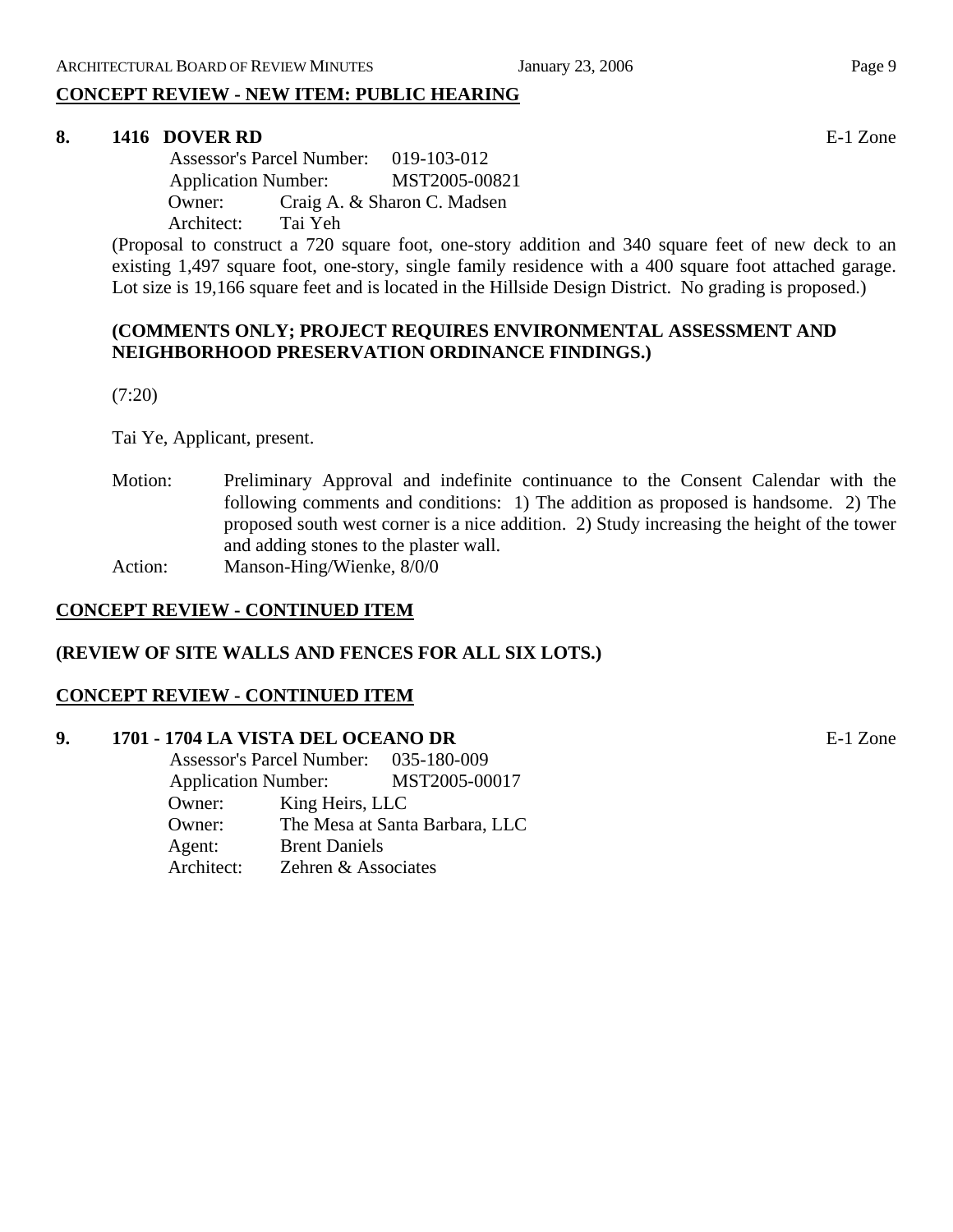**CONCEPT REVIEW - NEW ITEM: PUBLIC HEARING**

**8. 1416 DOVER RD** E-1 Zone

Assessor's Parcel Number: 019-103-012
Application Number: MST2005-00821
Owner: Craig A. & Sharon C. Madsen
Architect: Tai Yeh

(Proposal to construct a 720 square foot, one-story addition and 340 square feet of new deck to an existing 1,497 square foot, one-story, single family residence with a 400 square foot attached garage. Lot size is 19,166 square feet and is located in the Hillside Design District. No grading is proposed.)

**(COMMENTS ONLY; PROJECT REQUIRES ENVIRONMENTAL ASSESSMENT AND NEIGHBORHOOD PRESERVATION ORDINANCE FINDINGS.)**

(7:20)

Tai Ye, Applicant, present.

Motion: Preliminary Approval and indefinite continuance to the Consent Calendar with the following comments and conditions: 1) The addition as proposed is handsome. 2) The proposed south west corner is a nice addition. 2) Study increasing the height of the tower and adding stones to the plaster wall.

Action: Manson-Hing/Wienke, 8/0/0

**CONCEPT REVIEW - CONTINUED ITEM**

**(REVIEW OF SITE WALLS AND FENCES FOR ALL SIX LOTS.)**

**CONCEPT REVIEW - CONTINUED ITEM**

**9. 1701 - 1704 LA VISTA DEL OCEANO DR** E-1 Zone

Assessor's Parcel Number: 035-180-009
Application Number: MST2005-00017
Owner: King Heirs, LLC
Owner: The Mesa at Santa Barbara, LLC
Agent: Brent Daniels
Architect: Zehren & Associates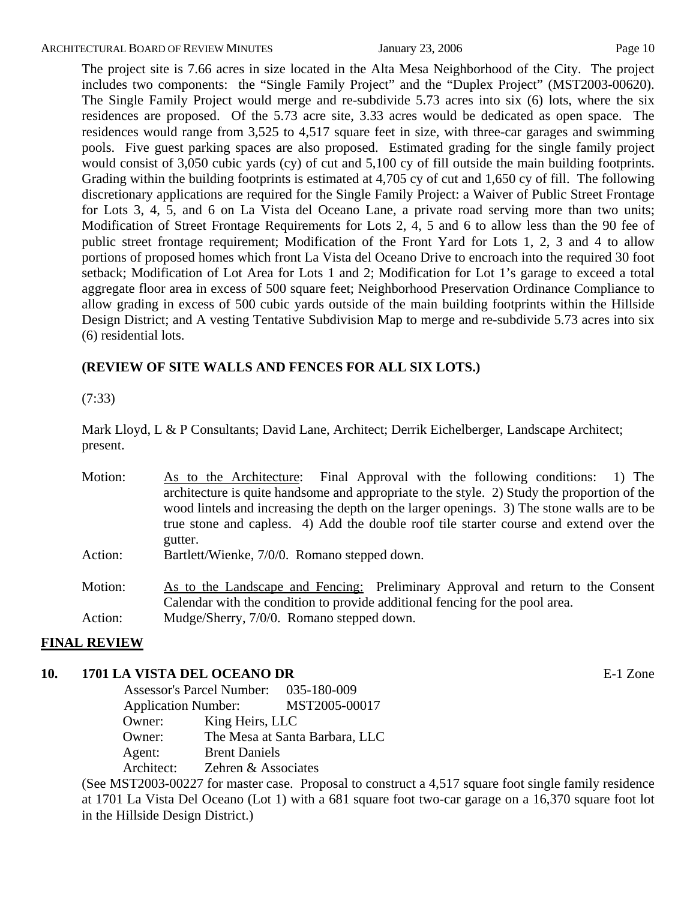The project site is 7.66 acres in size located in the Alta Mesa Neighborhood of the City. The project includes two components: the "Single Family Project" and the "Duplex Project" (MST2003-00620). The Single Family Project would merge and re-subdivide 5.73 acres into six (6) lots, where the six residences are proposed. Of the 5.73 acre site, 3.33 acres would be dedicated as open space. The residences would range from 3,525 to 4,517 square feet in size, with three-car garages and swimming pools. Five guest parking spaces are also proposed. Estimated grading for the single family project would consist of 3,050 cubic yards (cy) of cut and 5,100 cy of fill outside the main building footprints. Grading within the building footprints is estimated at 4,705 cy of cut and 1,650 cy of fill. The following discretionary applications are required for the Single Family Project: a Waiver of Public Street Frontage for Lots 3, 4, 5, and 6 on La Vista del Oceano Lane, a private road serving more than two units; Modification of Street Frontage Requirements for Lots 2, 4, 5 and 6 to allow less than the 90 fee of public street frontage requirement; Modification of the Front Yard for Lots 1, 2, 3 and 4 to allow portions of proposed homes which front La Vista del Oceano Drive to encroach into the required 30 foot setback; Modification of Lot Area for Lots 1 and 2; Modification for Lot 1's garage to exceed a total aggregate floor area in excess of 500 square feet; Neighborhood Preservation Ordinance Compliance to allow grading in excess of 500 cubic yards outside of the main building footprints within the Hillside Design District; and A vesting Tentative Subdivision Map to merge and re-subdivide 5.73 acres into six (6) residential lots.

**(REVIEW OF SITE WALLS AND FENCES FOR ALL SIX LOTS.)**

(7:33)

Mark Lloyd, L & P Consultants; David Lane, Architect; Derrik Eichelberger, Landscape Architect; present.

Motion: As to the Architecture: Final Approval with the following conditions: 1) The architecture is quite handsome and appropriate to the style. 2) Study the proportion of the wood lintels and increasing the depth on the larger openings. 3) The stone walls are to be true stone and capless. 4) Add the double roof tile starter course and extend over the gutter.

Action: Bartlett/Wienke, 7/0/0. Romano stepped down.

Motion: As to the Landscape and Fencing: Preliminary Approval and return to the Consent Calendar with the condition to provide additional fencing for the pool area.

Action: Mudge/Sherry, 7/0/0. Romano stepped down.

## FINAL REVIEW

**10. 1701 LA VISTA DEL OCEANO DR** E-1 Zone

Assessor's Parcel Number: 035-180-009
Application Number: MST2005-00017
Owner: King Heirs, LLC
Owner: The Mesa at Santa Barbara, LLC
Agent: Brent Daniels
Architect: Zehren & Associates

(See MST2003-00227 for master case. Proposal to construct a 4,517 square foot single family residence at 1701 La Vista Del Oceano (Lot 1) with a 681 square foot two-car garage on a 16,370 square foot lot in the Hillside Design District.)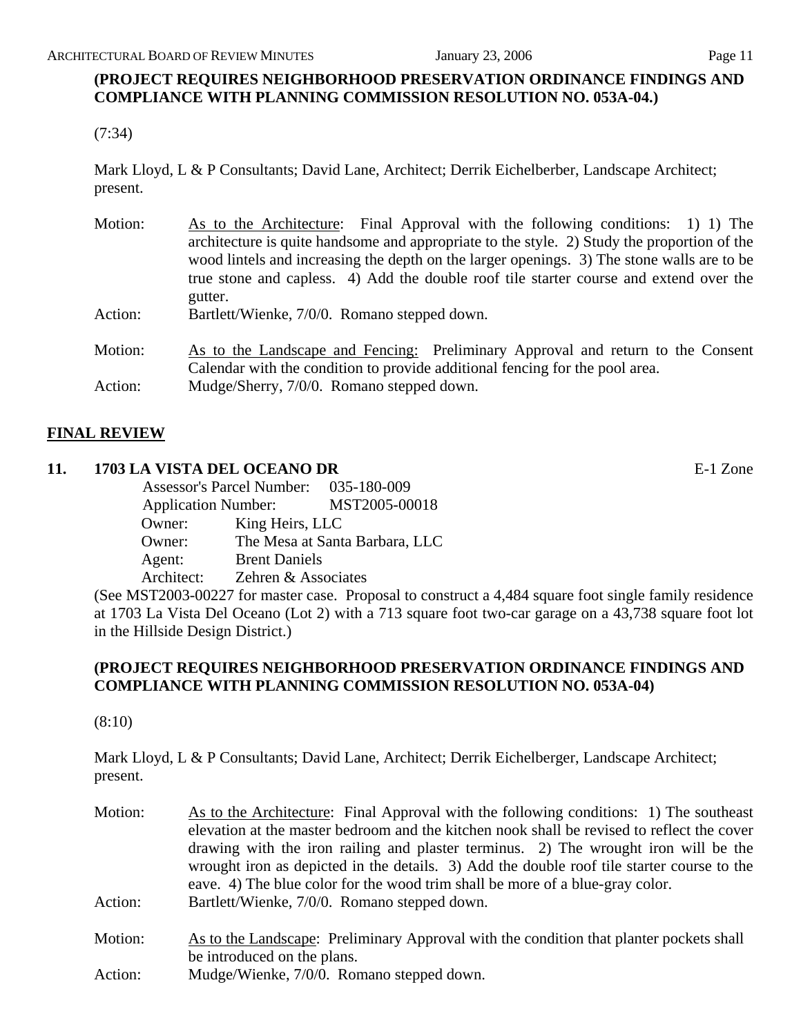**(PROJECT REQUIRES NEIGHBORHOOD PRESERVATION ORDINANCE FINDINGS AND COMPLIANCE WITH PLANNING COMMISSION RESOLUTION NO. 053A-04.)**

(7:34)

Mark Lloyd, L & P Consultants; David Lane, Architect; Derrik Eichelberber, Landscape Architect; present.

Motion: As to the Architecture: Final Approval with the following conditions: 1) 1) The architecture is quite handsome and appropriate to the style. 2) Study the proportion of the wood lintels and increasing the depth on the larger openings. 3) The stone walls are to be true stone and capless. 4) Add the double roof tile starter course and extend over the gutter.

Action: Bartlett/Wienke, 7/0/0. Romano stepped down.

Motion: As to the Landscape and Fencing: Preliminary Approval and return to the Consent Calendar with the condition to provide additional fencing for the pool area.

Action: Mudge/Sherry, 7/0/0. Romano stepped down.

## FINAL REVIEW

**11. 1703 LA VISTA DEL OCEANO DR** E-1 Zone

Assessor's Parcel Number: 035-180-009
Application Number: MST2005-00018
Owner: King Heirs, LLC
Owner: The Mesa at Santa Barbara, LLC
Agent: Brent Daniels
Architect: Zehren & Associates

(See MST2003-00227 for master case. Proposal to construct a 4,484 square foot single family residence at 1703 La Vista Del Oceano (Lot 2) with a 713 square foot two-car garage on a 43,738 square foot lot in the Hillside Design District.)

**(PROJECT REQUIRES NEIGHBORHOOD PRESERVATION ORDINANCE FINDINGS AND COMPLIANCE WITH PLANNING COMMISSION RESOLUTION NO. 053A-04)**

(8:10)

Mark Lloyd, L & P Consultants; David Lane, Architect; Derrik Eichelberger, Landscape Architect; present.

Motion: As to the Architecture: Final Approval with the following conditions: 1) The southeast elevation at the master bedroom and the kitchen nook shall be revised to reflect the cover drawing with the iron railing and plaster terminus. 2) The wrought iron will be the wrought iron as depicted in the details. 3) Add the double roof tile starter course to the eave. 4) The blue color for the wood trim shall be more of a blue-gray color.

Action: Bartlett/Wienke, 7/0/0. Romano stepped down.

Motion: As to the Landscape: Preliminary Approval with the condition that planter pockets shall be introduced on the plans.

Action: Mudge/Wienke, 7/0/0. Romano stepped down.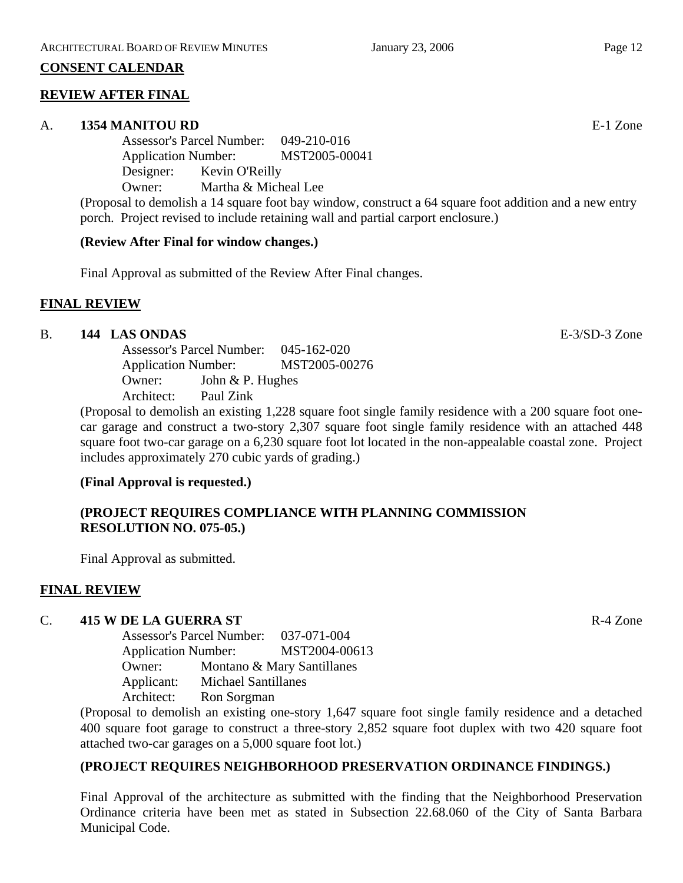## CONSENT CALENDAR

### REVIEW AFTER FINAL

A. **1354 MANITOU RD** E-1 Zone

Assessor's Parcel Number: 049-210-016
Application Number: MST2005-00041
Designer: Kevin O'Reilly
Owner: Martha & Micheal Lee

(Proposal to demolish a 14 square foot bay window, construct a 64 square foot addition and a new entry porch. Project revised to include retaining wall and partial carport enclosure.)

**(Review After Final for window changes.)**

Final Approval as submitted of the Review After Final changes.

### FINAL REVIEW

B. **144 LAS ONDAS** E-3/SD-3 Zone

Assessor's Parcel Number: 045-162-020
Application Number: MST2005-00276
Owner: John & P. Hughes
Architect: Paul Zink

(Proposal to demolish an existing 1,228 square foot single family residence with a 200 square foot one-car garage and construct a two-story 2,307 square foot single family residence with an attached 448 square foot two-car garage on a 6,230 square foot lot located in the non-appealable coastal zone. Project includes approximately 270 cubic yards of grading.)

**(Final Approval is requested.)**

**(PROJECT REQUIRES COMPLIANCE WITH PLANNING COMMISSION RESOLUTION NO. 075-05.)**

Final Approval as submitted.

### FINAL REVIEW

C. **415 W DE LA GUERRA ST** R-4 Zone

Assessor's Parcel Number: 037-071-004
Application Number: MST2004-00613
Owner: Montano & Mary Santillanes
Applicant: Michael Santillanes
Architect: Ron Sorgman

(Proposal to demolish an existing one-story 1,647 square foot single family residence and a detached 400 square foot garage to construct a three-story 2,852 square foot duplex with two 420 square foot attached two-car garages on a 5,000 square foot lot.)

**(PROJECT REQUIRES NEIGHBORHOOD PRESERVATION ORDINANCE FINDINGS.)**

Final Approval of the architecture as submitted with the finding that the Neighborhood Preservation Ordinance criteria have been met as stated in Subsection 22.68.060 of the City of Santa Barbara Municipal Code.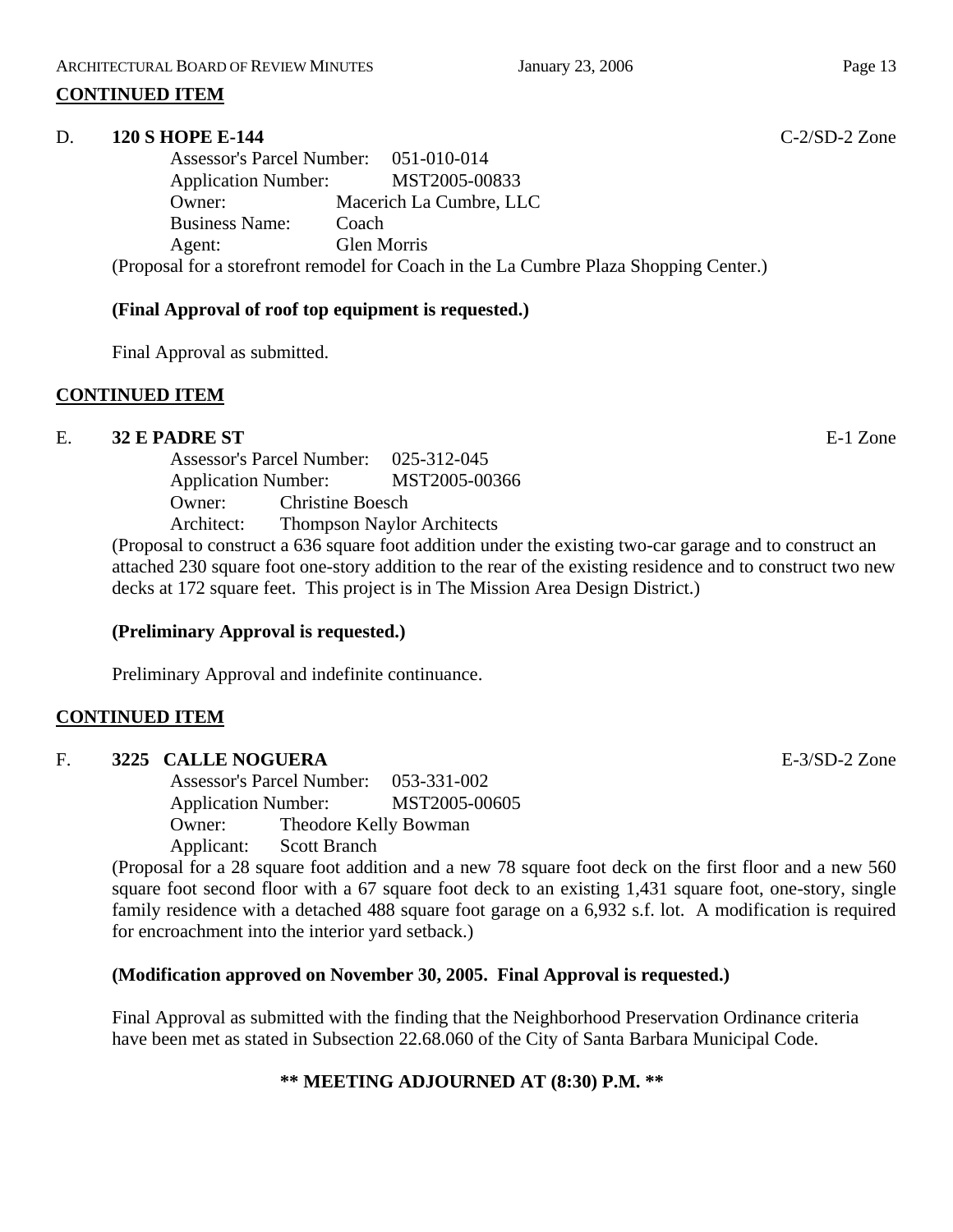## CONTINUED ITEM

**D. 120 S HOPE E-144** C-2/SD-2 Zone

Assessor's Parcel Number: 051-010-014
Application Number: MST2005-00833
Owner: Macerich La Cumbre, LLC
Business Name: Coach
Agent: Glen Morris

(Proposal for a storefront remodel for Coach in the La Cumbre Plaza Shopping Center.)

**(Final Approval of roof top equipment is requested.)**

Final Approval as submitted.

## CONTINUED ITEM

**E. 32 E PADRE ST** E-1 Zone

Assessor's Parcel Number: 025-312-045
Application Number: MST2005-00366
Owner: Christine Boesch
Architect: Thompson Naylor Architects

(Proposal to construct a 636 square foot addition under the existing two-car garage and to construct an attached 230 square foot one-story addition to the rear of the existing residence and to construct two new decks at 172 square feet. This project is in The Mission Area Design District.)

**(Preliminary Approval is requested.)**

Preliminary Approval and indefinite continuance.

## CONTINUED ITEM

**F. 3225 CALLE NOGUERA** E-3/SD-2 Zone

Assessor's Parcel Number: 053-331-002
Application Number: MST2005-00605
Owner: Theodore Kelly Bowman
Applicant: Scott Branch

(Proposal for a 28 square foot addition and a new 78 square foot deck on the first floor and a new 560 square foot second floor with a 67 square foot deck to an existing 1,431 square foot, one-story, single family residence with a detached 488 square foot garage on a 6,932 s.f. lot. A modification is required for encroachment into the interior yard setback.)

**(Modification approved on November 30, 2005. Final Approval is requested.)**

Final Approval as submitted with the finding that the Neighborhood Preservation Ordinance criteria have been met as stated in Subsection 22.68.060 of the City of Santa Barbara Municipal Code.

**\*\* MEETING ADJOURNED AT (8:30) P.M. \*\***